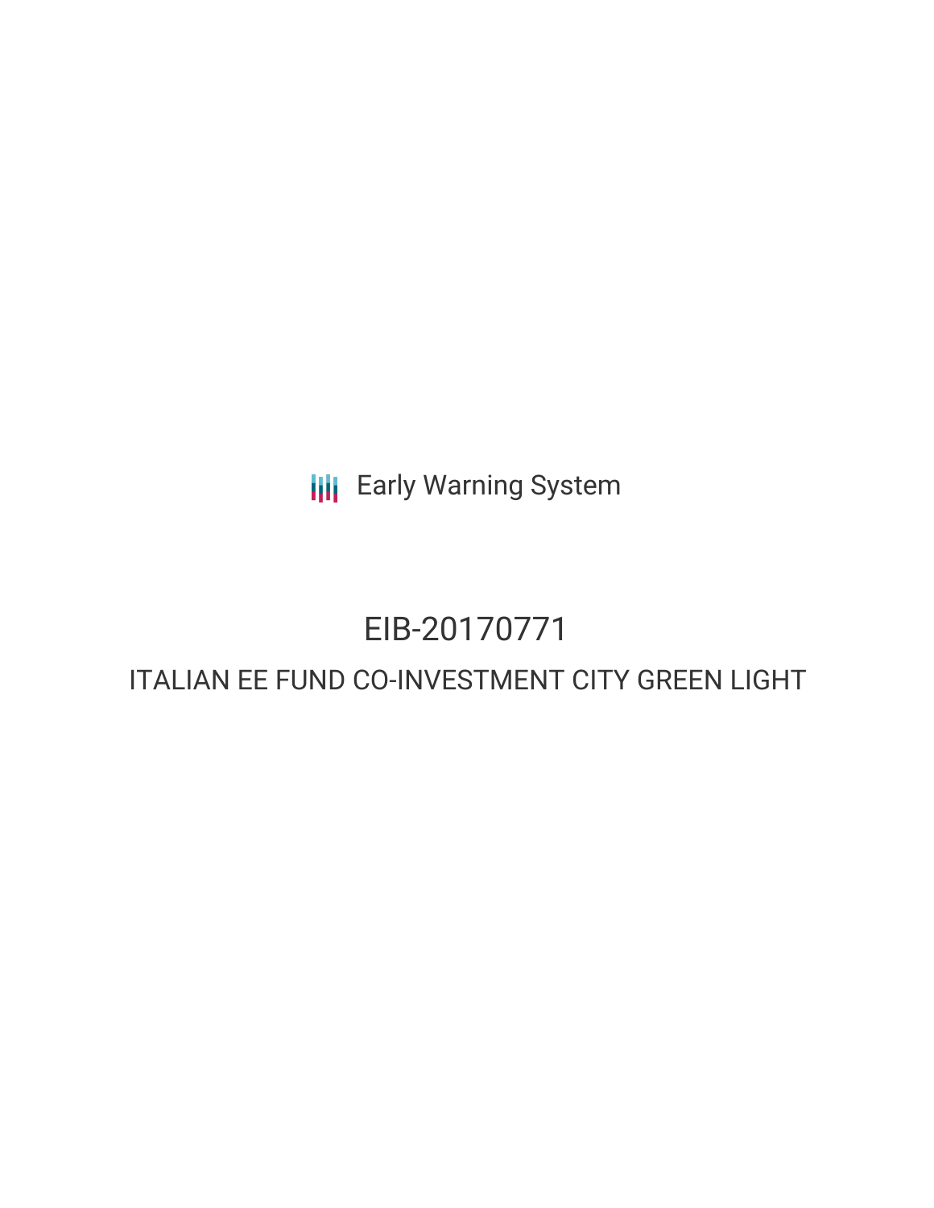Early Warning System

# EIB-20170771

## ITALIAN EE FUND CO-INVESTMENT CITY GREEN LIGHT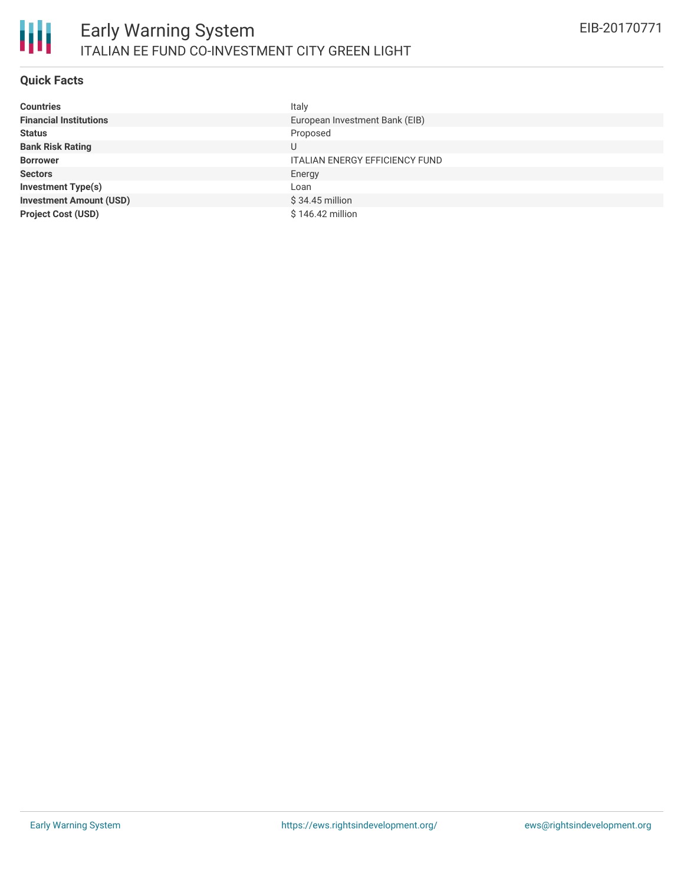# Early Warning System

## ITALIAN EE FUND CO-INVESTMENT CITY GREEN LIGHT

EIB-20170771

### Quick Facts

| | |
|---|---|
| **Countries** | Italy |
| **Financial Institutions** | European Investment Bank (EIB) |
| **Status** | Proposed |
| **Bank Risk Rating** | U |
| **Borrower** | ITALIAN ENERGY EFFICIENCY FUND |
| **Sectors** | Energy |
| **Investment Type(s)** | Loan |
| **Investment Amount (USD)** | $ 34.45 million |
| **Project Cost (USD)** | $ 146.42 million |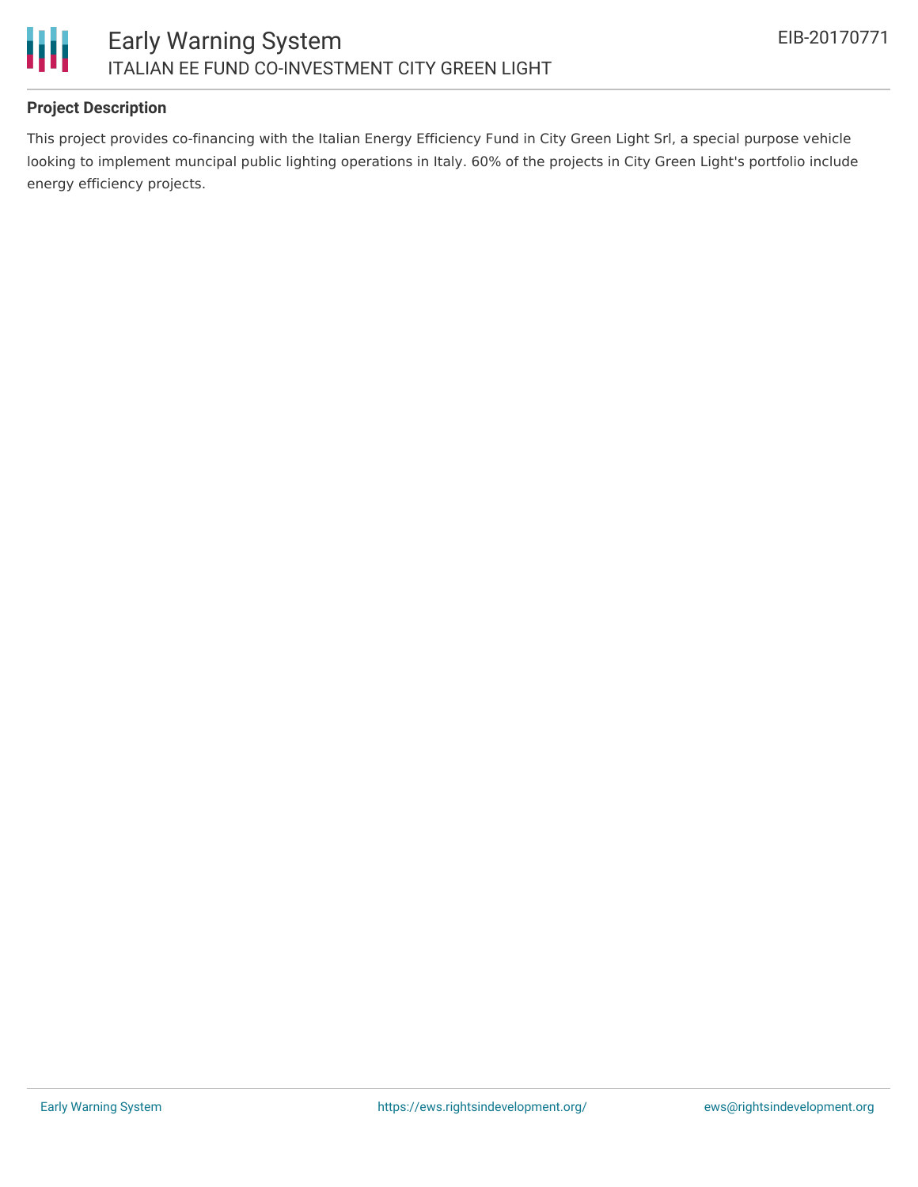## Project Description

This project provides co-financing with the Italian Energy Efficiency Fund in City Green Light Srl, a special purpose vehicle looking to implement muncipal public lighting operations in Italy. 60% of the projects in City Green Light's portfolio include energy efficiency projects.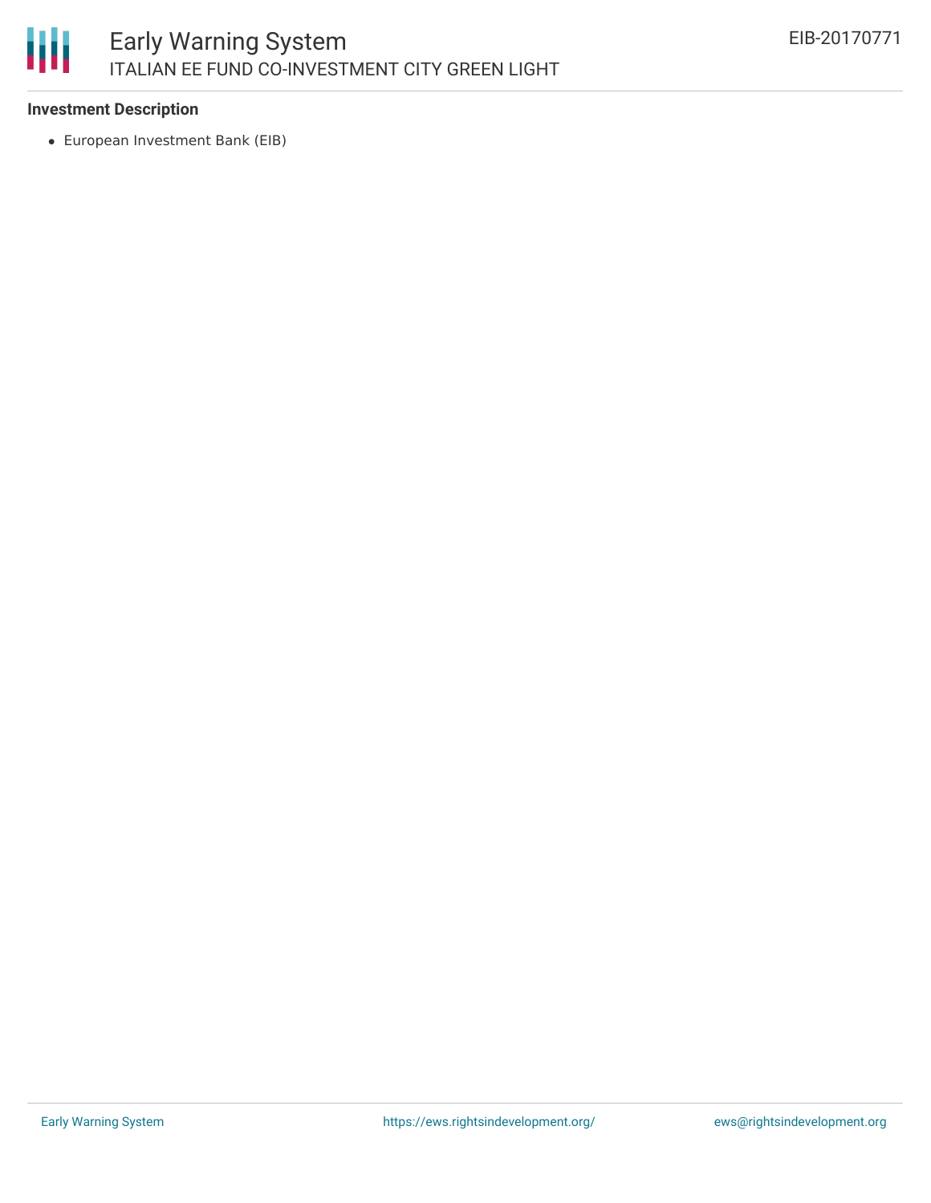### Investment Description

- European Investment Bank (EIB)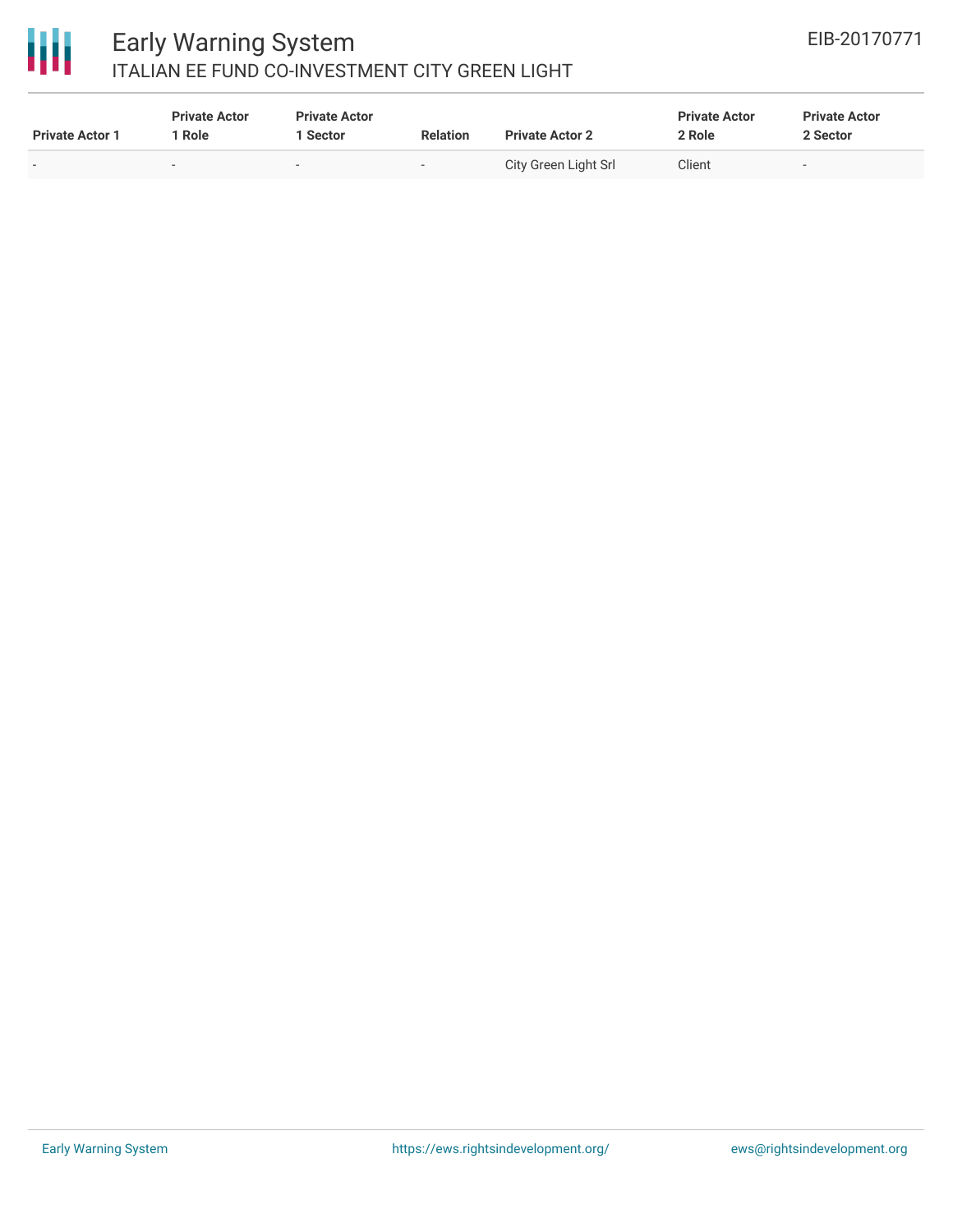| Private Actor 1 | Private Actor 1 Role | Private Actor 1 Sector | Relation | Private Actor 2 | Private Actor 2 Role | Private Actor 2 Sector |
|---|---|---|---|---|---|---|
| - | - | - | - | City Green Light Srl | Client | - |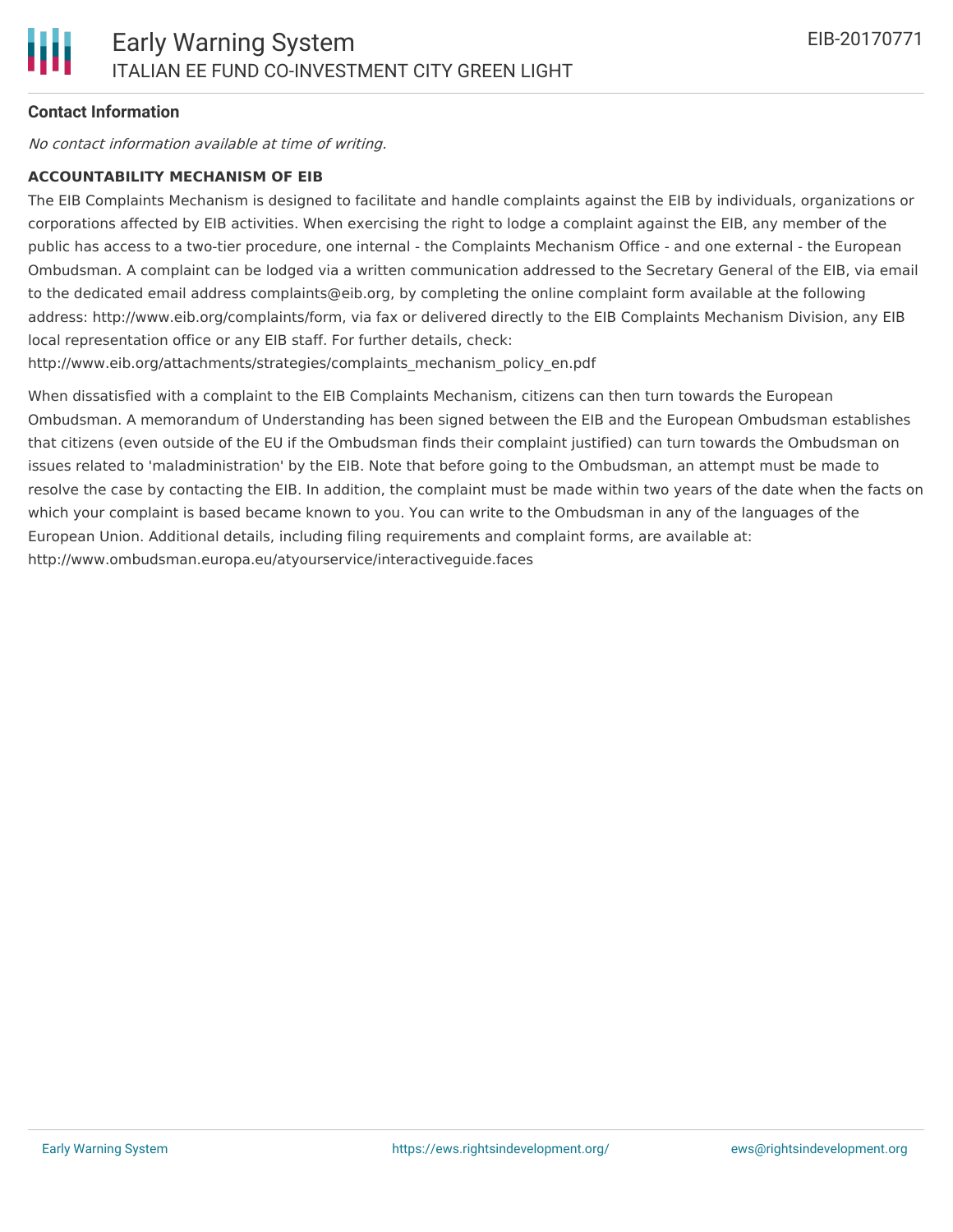### Contact Information

*No contact information available at time of writing.*

**ACCOUNTABILITY MECHANISM OF EIB**

The EIB Complaints Mechanism is designed to facilitate and handle complaints against the EIB by individuals, organizations or corporations affected by EIB activities. When exercising the right to lodge a complaint against the EIB, any member of the public has access to a two-tier procedure, one internal - the Complaints Mechanism Office - and one external - the European Ombudsman. A complaint can be lodged via a written communication addressed to the Secretary General of the EIB, via email to the dedicated email address complaints@eib.org, by completing the online complaint form available at the following address: http://www.eib.org/complaints/form, via fax or delivered directly to the EIB Complaints Mechanism Division, any EIB local representation office or any EIB staff. For further details, check: http://www.eib.org/attachments/strategies/complaints_mechanism_policy_en.pdf

When dissatisfied with a complaint to the EIB Complaints Mechanism, citizens can then turn towards the European Ombudsman. A memorandum of Understanding has been signed between the EIB and the European Ombudsman establishes that citizens (even outside of the EU if the Ombudsman finds their complaint justified) can turn towards the Ombudsman on issues related to 'maladministration' by the EIB. Note that before going to the Ombudsman, an attempt must be made to resolve the case by contacting the EIB. In addition, the complaint must be made within two years of the date when the facts on which your complaint is based became known to you. You can write to the Ombudsman in any of the languages of the European Union. Additional details, including filing requirements and complaint forms, are available at: http://www.ombudsman.europa.eu/atyourservice/interactiveguide.faces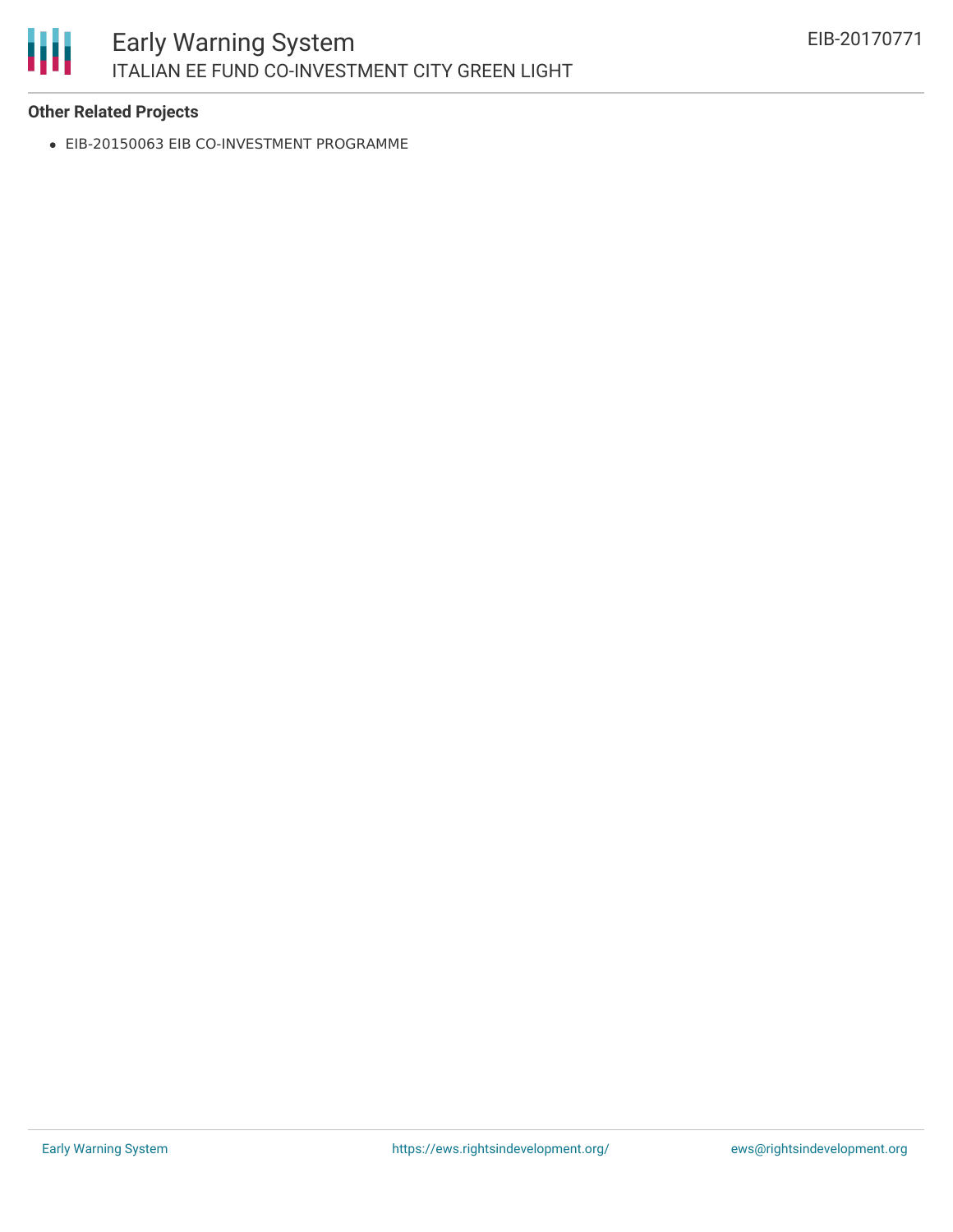**Other Related Projects**

- EIB-20150063 EIB CO-INVESTMENT PROGRAMME